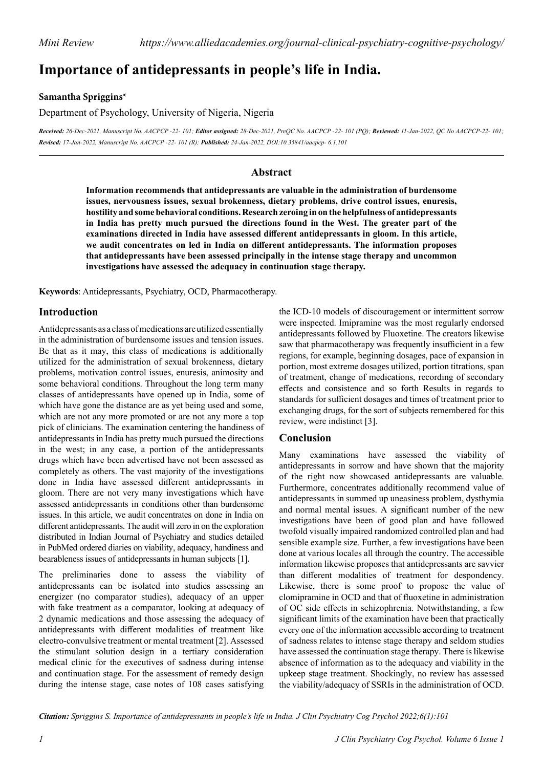*Mini Review* *https://www.alliedacademies.org/journal-clinical-psychiatry-cognitive-psychology/*

# Importance of antidepressants in people's life in India.

**Samantha Spriggins***

Department of Psychology, University of Nigeria, Nigeria

***Received:** 26-Dec-2021, Manuscript No. AACPCP -22- 101; **Editor assigned:** 28-Dec-2021, PreQC No. AACPCP -22- 101 (PQ); **Reviewed:** 11-Jan-2022, QC No AACPCP-22- 101; **Revised:** 17-Jan-2022, Manuscript No. AACPCP -22- 101 (R); **Published:** 24-Jan-2022, DOI:10.35841/aacpcp- 6.1.101*

## Abstract

**Information recommends that antidepressants are valuable in the administration of burdensome issues, nervousness issues, sexual brokenness, dietary problems, drive control issues, enuresis, hostility and some behavioral conditions. Research zeroing in on the helpfulness of antidepressants in India has pretty much pursued the directions found in the West. The greater part of the examinations directed in India have assessed different antidepressants in gloom. In this article, we audit concentrates on led in India on different antidepressants. The information proposes that antidepressants have been assessed principally in the intense stage therapy and uncommon investigations have assessed the adequacy in continuation stage therapy.**

**Keywords**: Antidepressants, Psychiatry, OCD, Pharmacotherapy.

## Introduction

Antidepressants as a class of medications are utilized essentially in the administration of burdensome issues and tension issues. Be that as it may, this class of medications is additionally utilized for the administration of sexual brokenness, dietary problems, motivation control issues, enuresis, animosity and some behavioral conditions. Throughout the long term many classes of antidepressants have opened up in India, some of which have gone the distance are as yet being used and some, which are not any more promoted or are not any more a top pick of clinicians. The examination centering the handiness of antidepressants in India has pretty much pursued the directions in the west; in any case, a portion of the antidepressants drugs which have been advertised have not been assessed as completely as others. The vast majority of the investigations done in India have assessed different antidepressants in gloom. There are not very many investigations which have assessed antidepressants in conditions other than burdensome issues. In this article, we audit concentrates on done in India on different antidepressants. The audit will zero in on the exploration distributed in Indian Journal of Psychiatry and studies detailed in PubMed ordered diaries on viability, adequacy, handiness and bearableness issues of antidepressants in human subjects [1].

The preliminaries done to assess the viability of antidepressants can be isolated into studies assessing an energizer (no comparator studies), adequacy of an upper with fake treatment as a comparator, looking at adequacy of 2 dynamic medications and those assessing the adequacy of antidepressants with different modalities of treatment like electro-convulsive treatment or mental treatment [2]. Assessed the stimulant solution design in a tertiary consideration medical clinic for the executives of sadness during intense and continuation stage. For the assessment of remedy design during the intense stage, case notes of 108 cases satisfying the ICD-10 models of discouragement or intermittent sorrow were inspected. Imipramine was the most regularly endorsed antidepressants followed by Fluoxetine. The creators likewise saw that pharmacotherapy was frequently insufficient in a few regions, for example, beginning dosages, pace of expansion in portion, most extreme dosages utilized, portion titrations, span of treatment, change of medications, recording of secondary effects and consistence and so forth Results in regards to standards for sufficient dosages and times of treatment prior to exchanging drugs, for the sort of subjects remembered for this review, were indistinct [3].

## Conclusion

Many examinations have assessed the viability of antidepressants in sorrow and have shown that the majority of the right now showcased antidepressants are valuable. Furthermore, concentrates additionally recommend value of antidepressants in summed up uneasiness problem, dysthymia and normal mental issues. A significant number of the new investigations have been of good plan and have followed twofold visually impaired randomized controlled plan and had sensible example size. Further, a few investigations have been done at various locales all through the country. The accessible information likewise proposes that antidepressants are savvier than different modalities of treatment for despondency. Likewise, there is some proof to propose the value of clomipramine in OCD and that of fluoxetine in administration of OC side effects in schizophrenia. Notwithstanding, a few significant limits of the examination have been that practically every one of the information accessible according to treatment of sadness relates to intense stage therapy and seldom studies have assessed the continuation stage therapy. There is likewise absence of information as to the adequacy and viability in the upkeep stage treatment. Shockingly, no review has assessed the viability/adequacy of SSRIs in the administration of OCD.

***Citation:** Spriggins S. Importance of antidepressants in people's life in India. J Clin Psychiatry Cog Psychol 2022;6(1):101*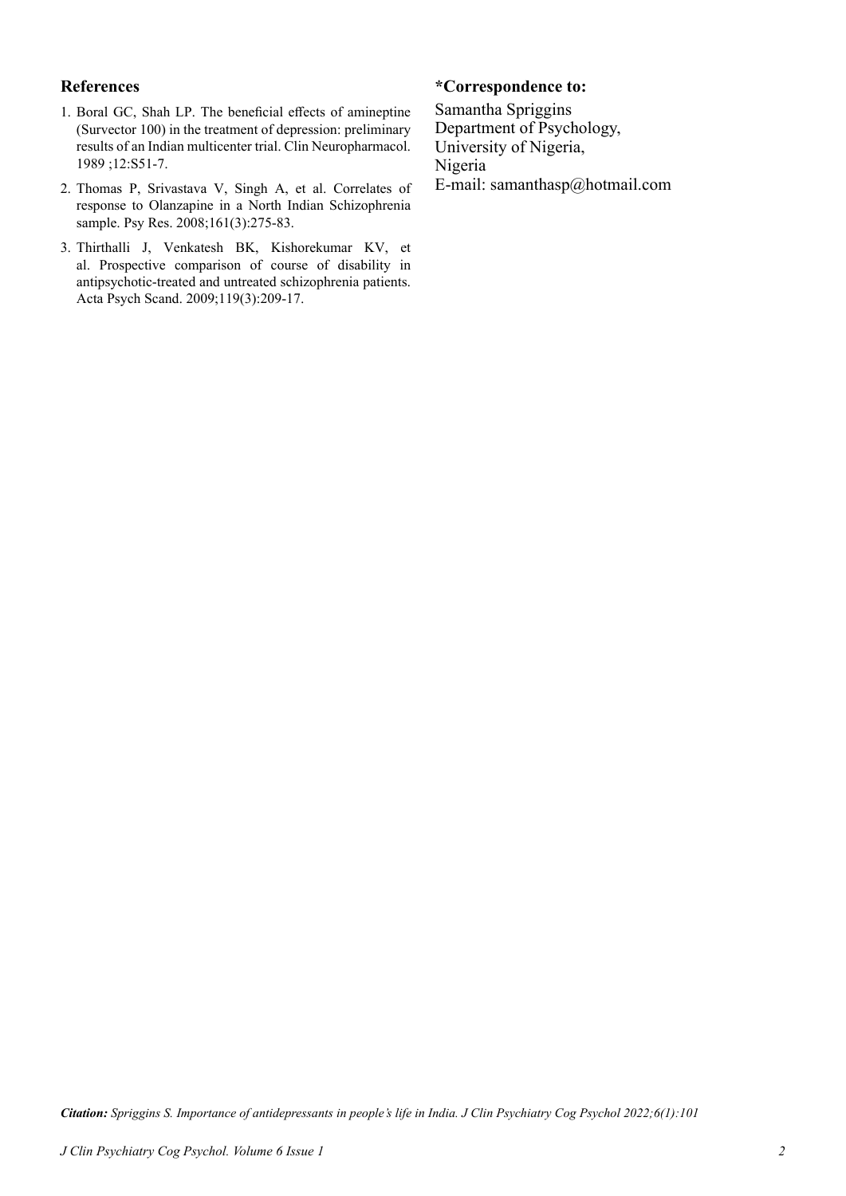## References

1. Boral GC, Shah LP. The beneficial effects of amineptine (Survector 100) in the treatment of depression: preliminary results of an Indian multicenter trial. Clin Neuropharmacol. 1989 ;12:S51-7.
2. Thomas P, Srivastava V, Singh A, et al. Correlates of response to Olanzapine in a North Indian Schizophrenia sample. Psy Res. 2008;161(3):275-83.
3. Thirthalli J, Venkatesh BK, Kishorekumar KV, et al. Prospective comparison of course of disability in antipsychotic-treated and untreated schizophrenia patients. Acta Psych Scand. 2009;119(3):209-17.

## *Correspondence to:

Samantha Spriggins
Department of Psychology,
University of Nigeria,
Nigeria
E-mail: samanthasp@hotmail.com

***Citation:*** *Spriggins S. Importance of antidepressants in people's life in India. J Clin Psychiatry Cog Psychol 2022;6(1):101*